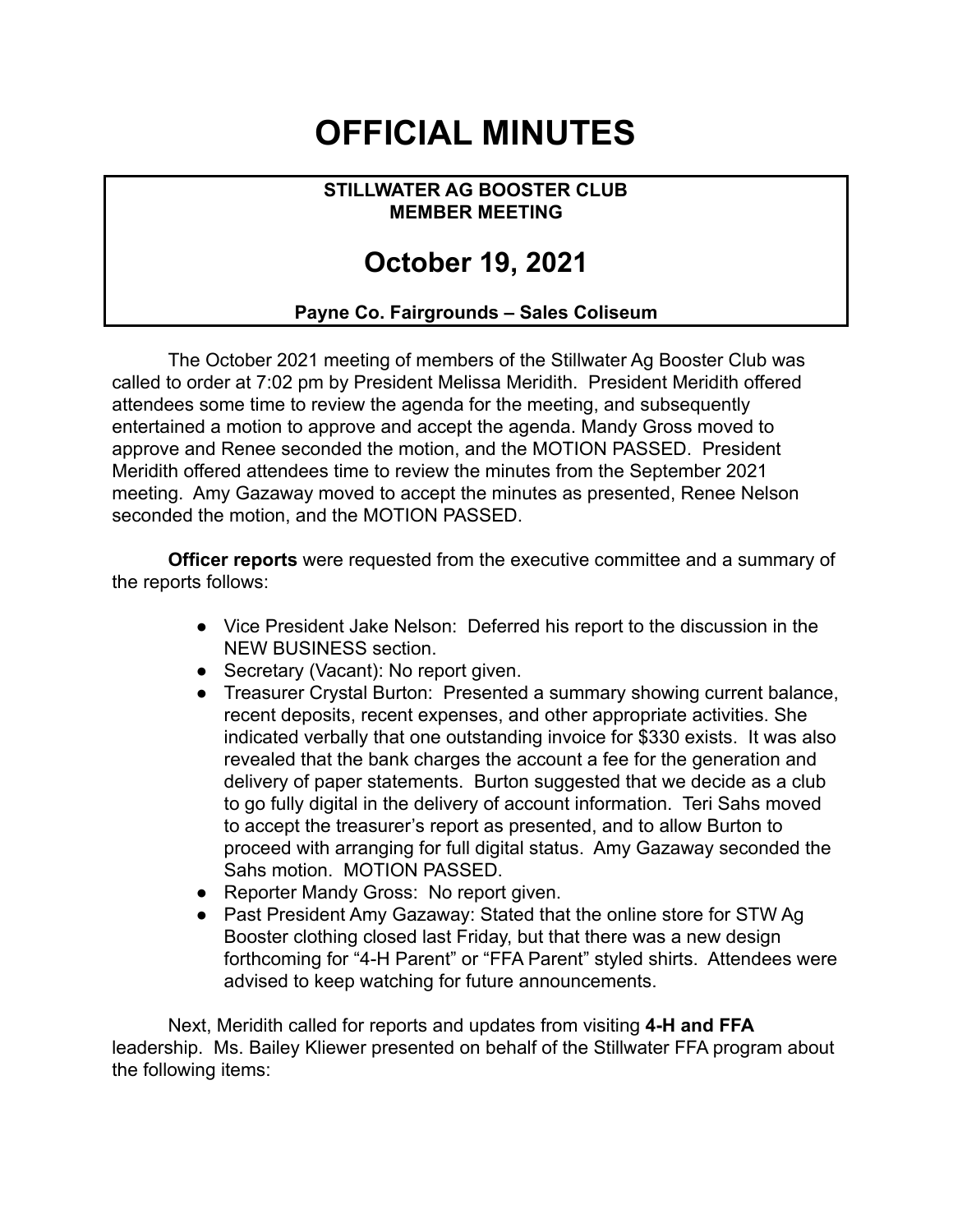# OFFICIAL MINUTES

**STILLWATER AG BOOSTER CLUB**
**MEMBER MEETING**

## October 19, 2021

**Payne Co. Fairgrounds – Sales Coliseum**

The October 2021 meeting of members of the Stillwater Ag Booster Club was called to order at 7:02 pm by President Melissa Meridith. President Meridith offered attendees some time to review the agenda for the meeting, and subsequently entertained a motion to approve and accept the agenda. Mandy Gross moved to approve and Renee seconded the motion, and the MOTION PASSED. President Meridith offered attendees time to review the minutes from the September 2021 meeting. Amy Gazaway moved to accept the minutes as presented, Renee Nelson seconded the motion, and the MOTION PASSED.

**Officer reports** were requested from the executive committee and a summary of the reports follows:

- Vice President Jake Nelson: Deferred his report to the discussion in the NEW BUSINESS section.
- Secretary (Vacant): No report given.
- Treasurer Crystal Burton: Presented a summary showing current balance, recent deposits, recent expenses, and other appropriate activities. She indicated verbally that one outstanding invoice for $330 exists. It was also revealed that the bank charges the account a fee for the generation and delivery of paper statements. Burton suggested that we decide as a club to go fully digital in the delivery of account information. Teri Sahs moved to accept the treasurer's report as presented, and to allow Burton to proceed with arranging for full digital status. Amy Gazaway seconded the Sahs motion. MOTION PASSED.
- Reporter Mandy Gross: No report given.
- Past President Amy Gazaway: Stated that the online store for STW Ag Booster clothing closed last Friday, but that there was a new design forthcoming for "4-H Parent" or "FFA Parent" styled shirts. Attendees were advised to keep watching for future announcements.

Next, Meridith called for reports and updates from visiting **4-H and FFA** leadership. Ms. Bailey Kliewer presented on behalf of the Stillwater FFA program about the following items: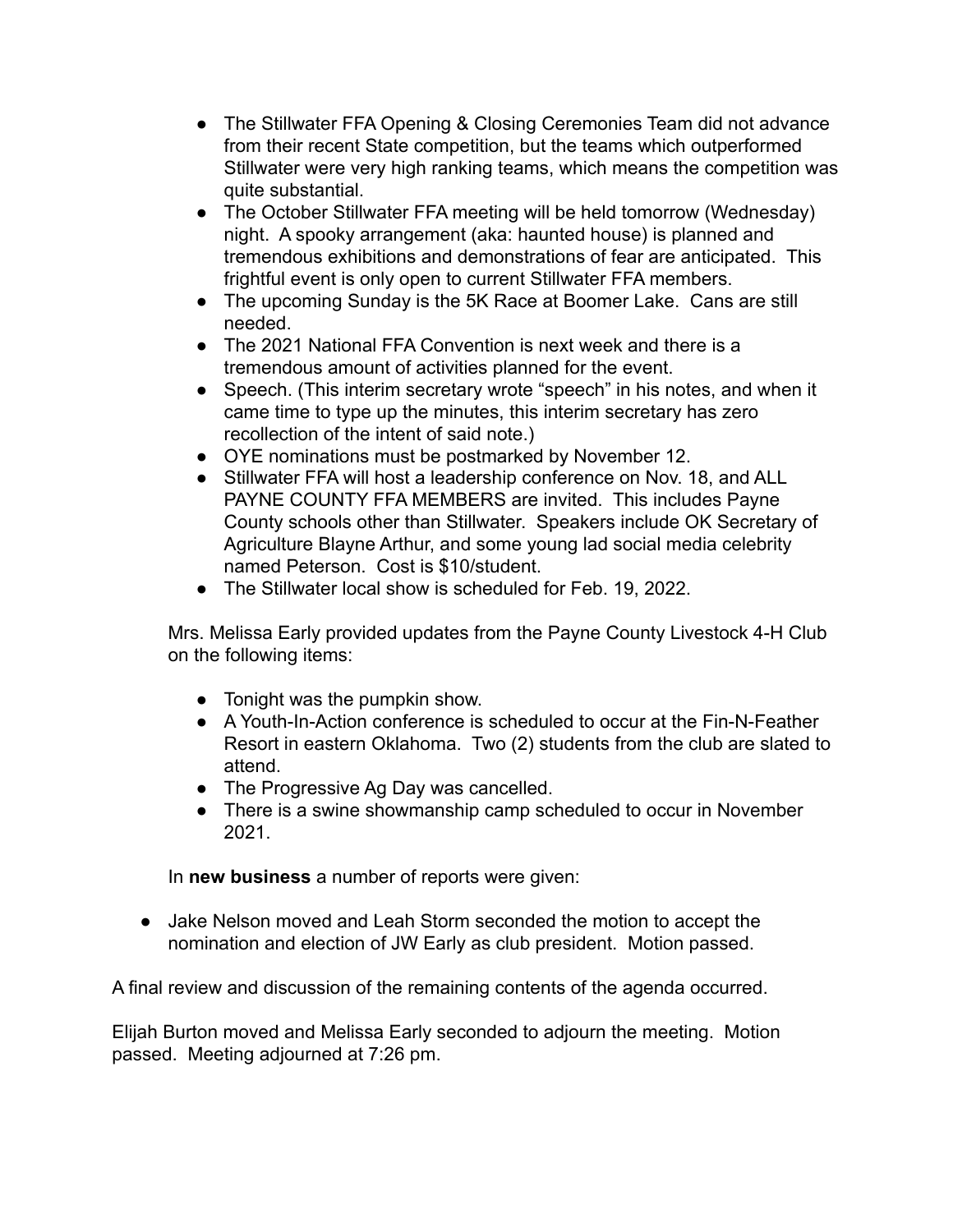- The Stillwater FFA Opening & Closing Ceremonies Team did not advance from their recent State competition, but the teams which outperformed Stillwater were very high ranking teams, which means the competition was quite substantial.
- The October Stillwater FFA meeting will be held tomorrow (Wednesday) night. A spooky arrangement (aka: haunted house) is planned and tremendous exhibitions and demonstrations of fear are anticipated. This frightful event is only open to current Stillwater FFA members.
- The upcoming Sunday is the 5K Race at Boomer Lake. Cans are still needed.
- The 2021 National FFA Convention is next week and there is a tremendous amount of activities planned for the event.
- Speech. (This interim secretary wrote "speech" in his notes, and when it came time to type up the minutes, this interim secretary has zero recollection of the intent of said note.)
- OYE nominations must be postmarked by November 12.
- Stillwater FFA will host a leadership conference on Nov. 18, and ALL PAYNE COUNTY FFA MEMBERS are invited. This includes Payne County schools other than Stillwater. Speakers include OK Secretary of Agriculture Blayne Arthur, and some young lad social media celebrity named Peterson. Cost is $10/student.
- The Stillwater local show is scheduled for Feb. 19, 2022.

Mrs. Melissa Early provided updates from the Payne County Livestock 4-H Club on the following items:

- Tonight was the pumpkin show.
- A Youth-In-Action conference is scheduled to occur at the Fin-N-Feather Resort in eastern Oklahoma. Two (2) students from the club are slated to attend.
- The Progressive Ag Day was cancelled.
- There is a swine showmanship camp scheduled to occur in November 2021.

In **new business** a number of reports were given:

- Jake Nelson moved and Leah Storm seconded the motion to accept the nomination and election of JW Early as club president. Motion passed.

A final review and discussion of the remaining contents of the agenda occurred.

Elijah Burton moved and Melissa Early seconded to adjourn the meeting. Motion passed. Meeting adjourned at 7:26 pm.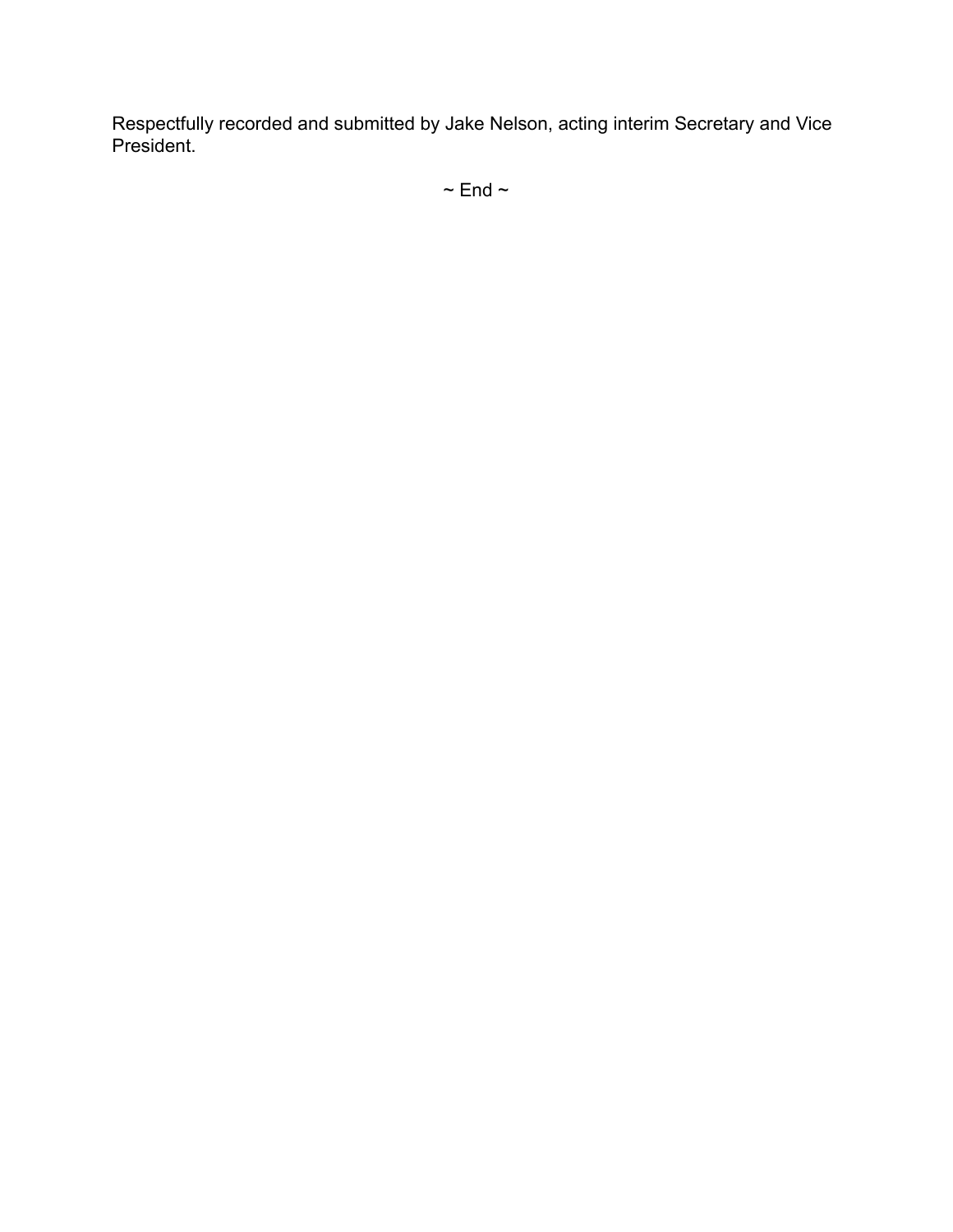Respectfully recorded and submitted by Jake Nelson, acting interim Secretary and Vice President.

~ End ~